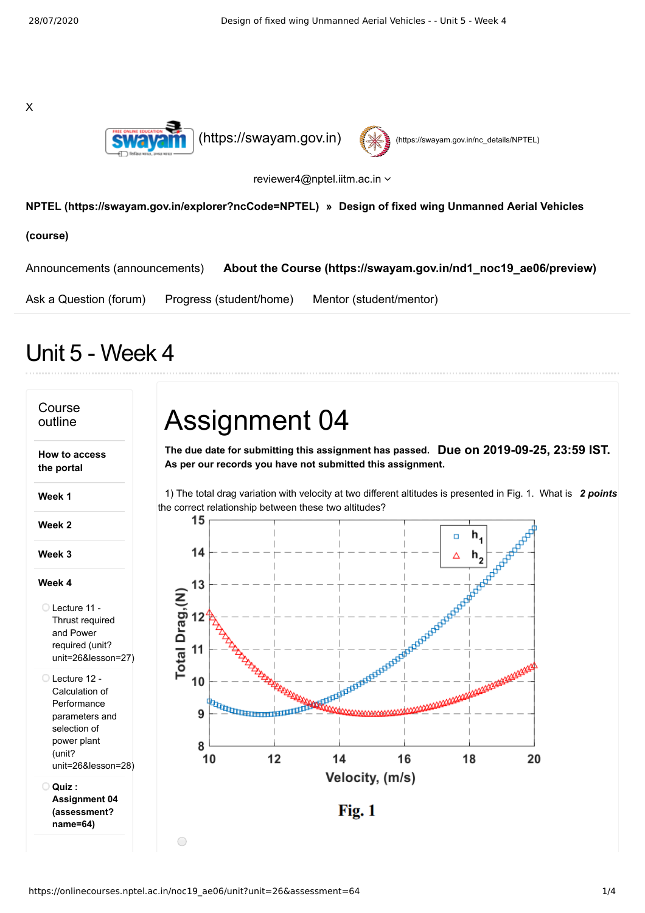X

(https://swayam.gov.in) (https://swayam.gov.in/nc_details/NPTEL)

reviewer4@nptel.iitm.ac.in

**NPTEL (https://swayam.gov.in/explorer?ncCode=NPTEL) » Design of fixed wing Unmanned Aerial Vehicles (course)**

Announcements (announcements) **About the Course (https://swayam.gov.in/nd1_noc19_ae06/preview)**

Ask a Question (forum) Progress (student/home) Mentor (student/mentor)

# Unit 5 - Week 4

**Course outline**

- **How to access the portal**
- **Week 1**
- **Week 2**
- **Week 3**
- **Week 4**
  - Lecture 11 - Thrust required and Power required (unit?unit=26&lesson=27)
  - Lecture 12 - Calculation of Performance parameters and selection of power plant (unit?unit=26&lesson=28)
  - **Quiz : Assignment 04 (assessment?name=64)**

# Assignment 04

**The due date for submitting this assignment has passed.** **Due on 2019-09-25, 23:59 IST.**
**As per our records you have not submitted this assignment.**

1) The total drag variation with velocity at two different altitudes is presented in Fig. 1. What is the correct relationship between these two altitudes? ***2 points***

**Fig. 1**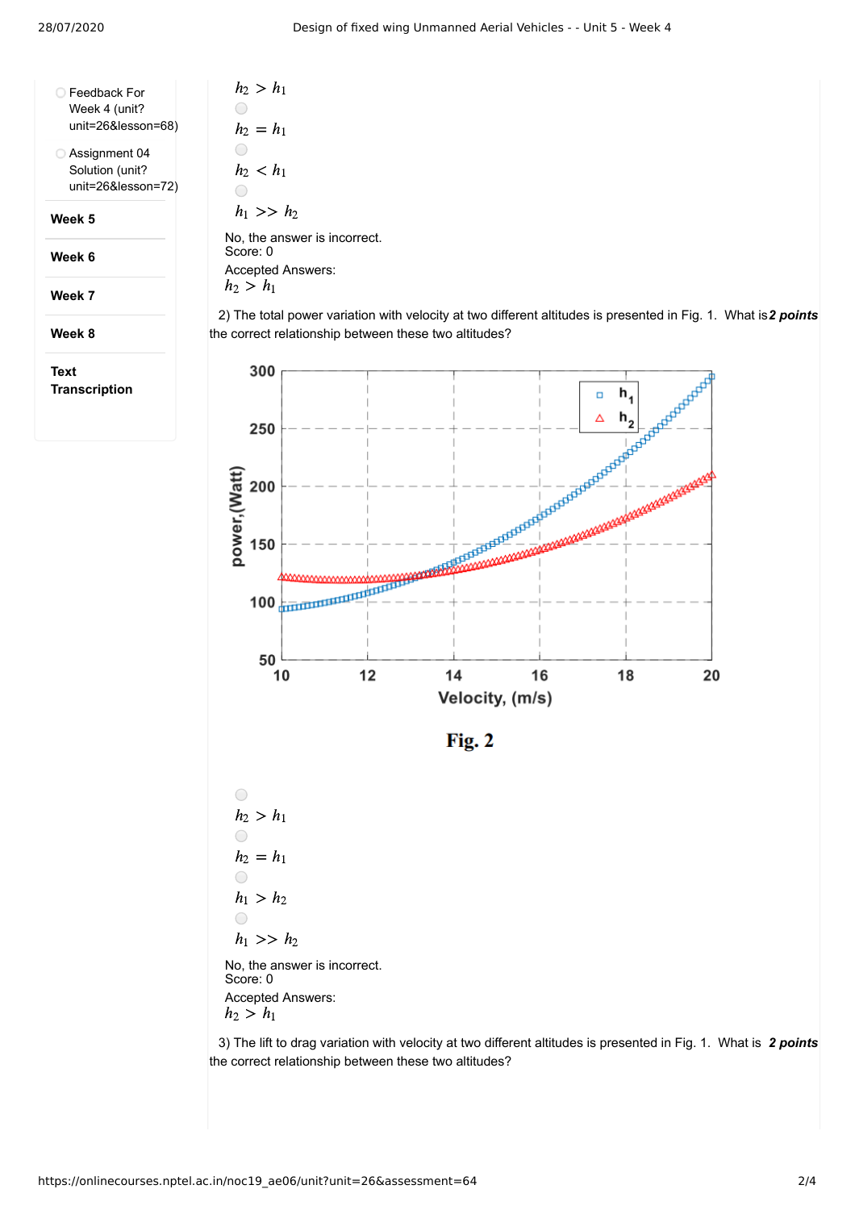- Feedback For Week 4 (unit?unit=26&lesson=68)
- Assignment 04 Solution (unit?unit=26&lesson=72)

**Week 5**

**Week 6**

**Week 7**

**Week 8**

**Text Transcription**

$h_2 > h_1$

$h_2 = h_1$

$h_2 < h_1$

$h_1 >> h_2$

No, the answer is incorrect.
Score: 0

Accepted Answers:
$h_2 > h_1$

2) The total power variation with velocity at two different altitudes is presented in Fig. 1. What is the correct relationship between these two altitudes? ***2 points***

**Fig. 2**

$h_2 > h_1$

$h_2 = h_1$

$h_1 > h_2$

$h_1 >> h_2$

No, the answer is incorrect.
Score: 0

Accepted Answers:
$h_2 > h_1$

3) The lift to drag variation with velocity at two different altitudes is presented in Fig. 1. What is the correct relationship between these two altitudes? ***2 points***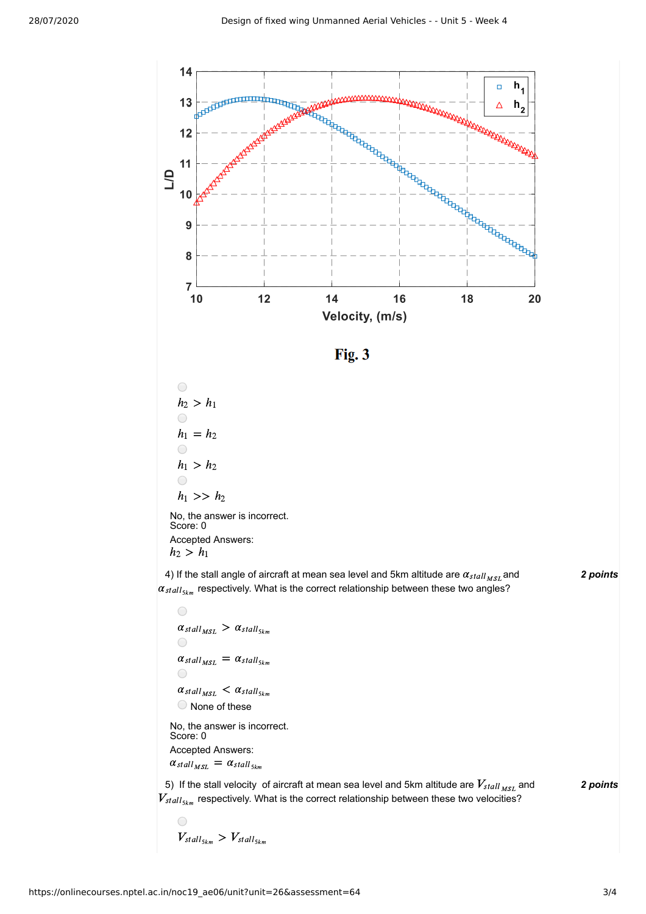Fig. 3

- $h_2 > h_1$
- $h_1 = h_2$
- $h_1 > h_2$
- $h_1 >> h_2$

No, the answer is incorrect.
Score: 0

Accepted Answers:
$h_2 > h_1$

4) If the stall angle of aircraft at mean sea level and 5km altitude are $\alpha_{stall_{MSL}}$ and $\alpha_{stall_{5km}}$ respectively. What is the correct relationship between these two angles? **2 points**

- $\alpha_{stall_{MSL}} > \alpha_{stall_{5km}}$
- $\alpha_{stall_{MSL}} = \alpha_{stall_{5km}}$
- $\alpha_{stall_{MSL}} < \alpha_{stall_{5km}}$
- None of these

No, the answer is incorrect.
Score: 0

Accepted Answers:
$\alpha_{stall_{MSL}} = \alpha_{stall_{5km}}$

5) If the stall velocity of aircraft at mean sea level and 5km altitude are $V_{stall_{MSL}}$ and $V_{stall_{5km}}$ respectively. What is the correct relationship between these two velocities? **2 points**

- $V_{stall_{5km}} > V_{stall_{5km}}$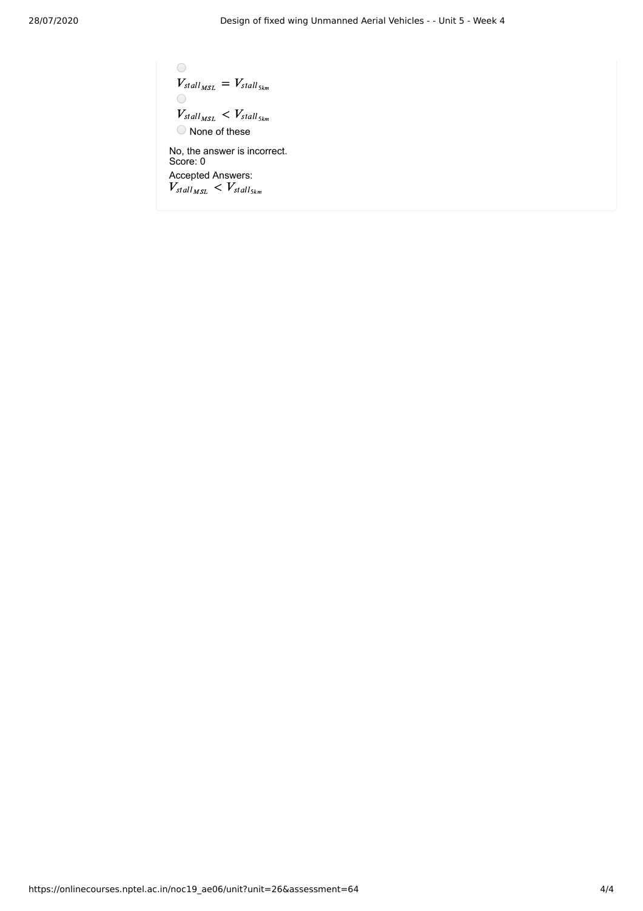- $V_{stall_{MSL}} = V_{stall_{5km}}$
- $V_{stall_{MSL}} < V_{stall_{5km}}$
- None of these

No, the answer is incorrect.
Score: 0

Accepted Answers:
$V_{stall_{MSL}} < V_{stall_{5km}}$